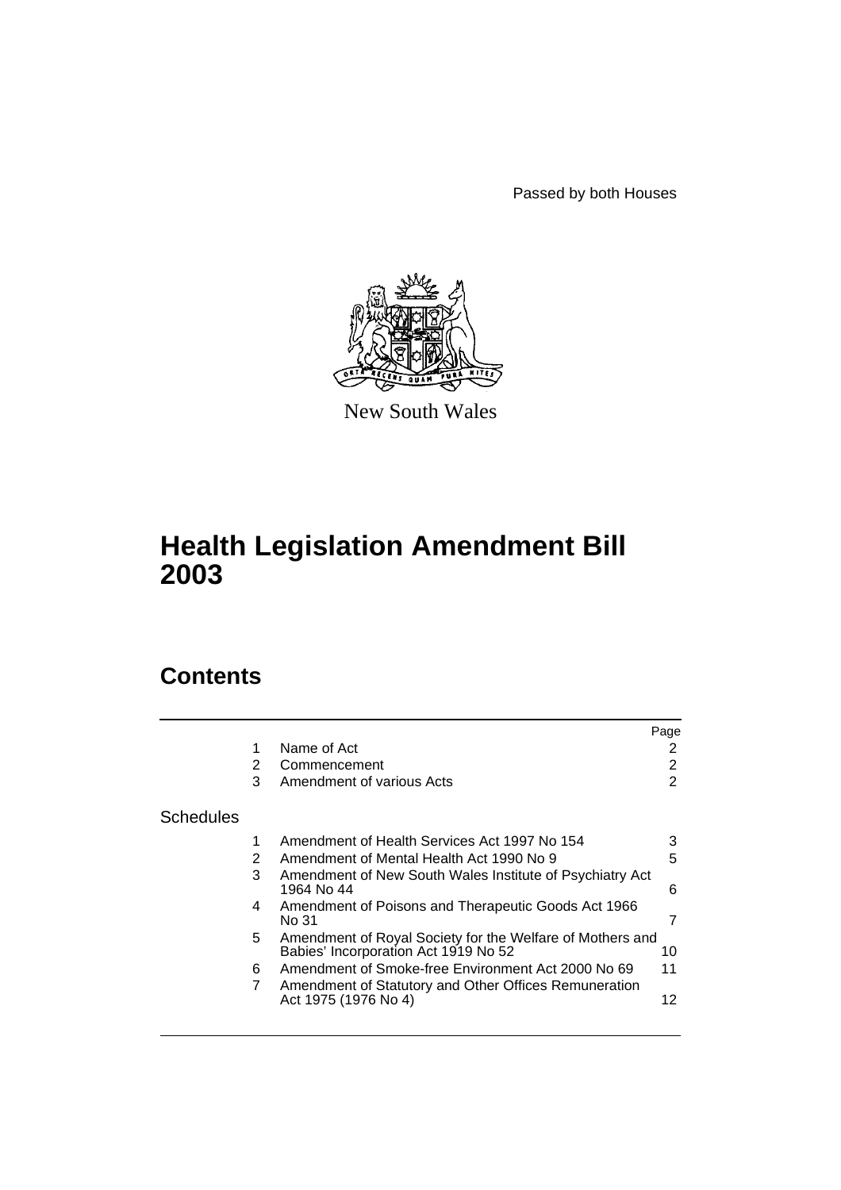Passed by both Houses

New South Wales

# Health Legislation Amendment Bill 2003

## Contents

| | | | Page |
|---|---|---|---|
| | 1 | Name of Act | 2 |
| | 2 | Commencement | 2 |
| | 3 | Amendment of various Acts | 2 |
| Schedules | | | |
| | 1 | Amendment of Health Services Act 1997 No 154 | 3 |
| | 2 | Amendment of Mental Health Act 1990 No 9 | 5 |
| | 3 | Amendment of New South Wales Institute of Psychiatry Act 1964 No 44 | 6 |
| | 4 | Amendment of Poisons and Therapeutic Goods Act 1966 No 31 | 7 |
| | 5 | Amendment of Royal Society for the Welfare of Mothers and Babies' Incorporation Act 1919 No 52 | 10 |
| | 6 | Amendment of Smoke-free Environment Act 2000 No 69 | 11 |
| | 7 | Amendment of Statutory and Other Offices Remuneration Act 1975 (1976 No 4) | 12 |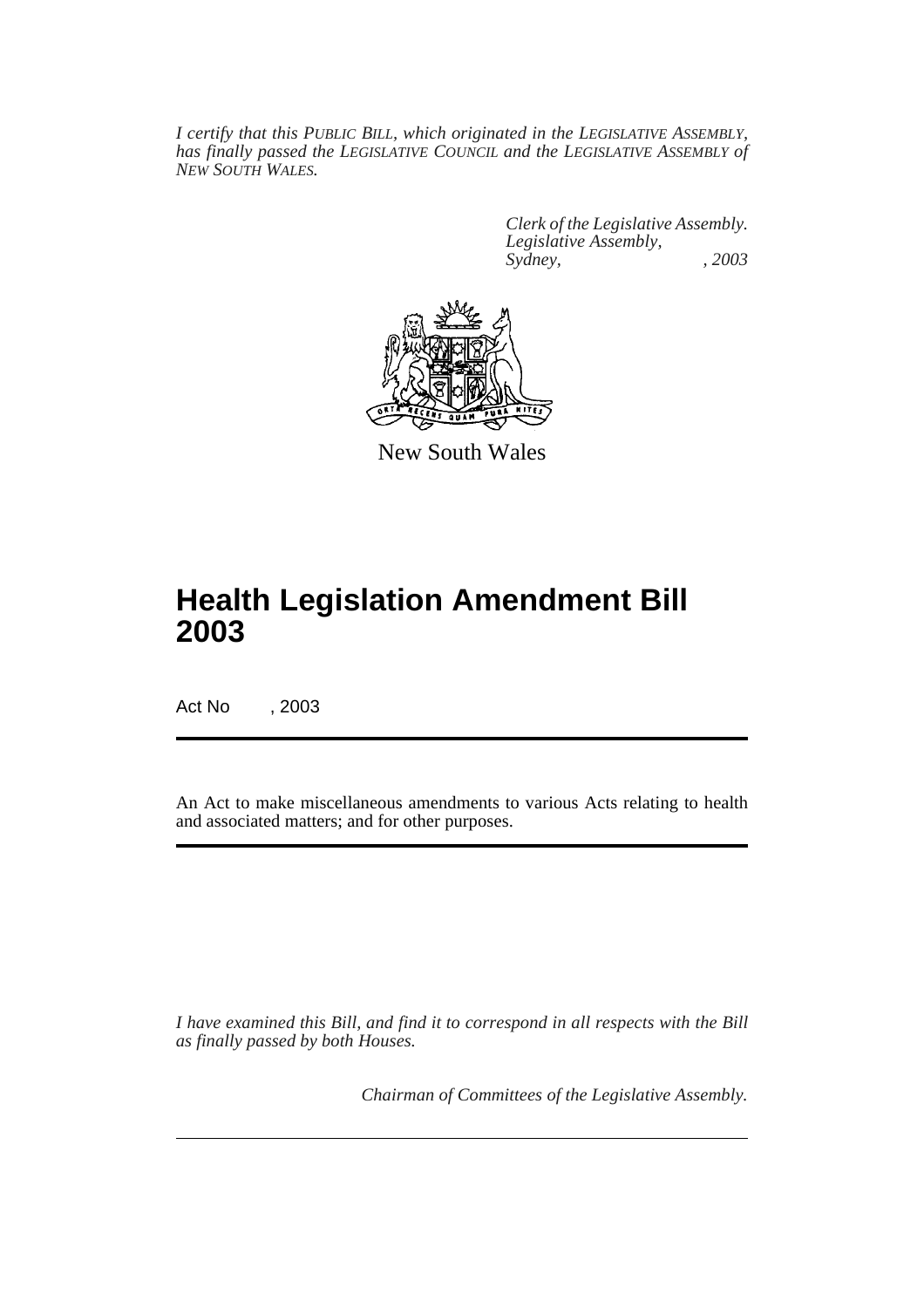*I certify that this PUBLIC BILL, which originated in the LEGISLATIVE ASSEMBLY, has finally passed the LEGISLATIVE COUNCIL and the LEGISLATIVE ASSEMBLY of NEW SOUTH WALES.*

*Clerk of the Legislative Assembly.*
*Legislative Assembly,*
*Sydney, , 2003*

New South Wales

# Health Legislation Amendment Bill 2003

Act No , 2003

An Act to make miscellaneous amendments to various Acts relating to health and associated matters; and for other purposes.

*I have examined this Bill, and find it to correspond in all respects with the Bill as finally passed by both Houses.*

*Chairman of Committees of the Legislative Assembly.*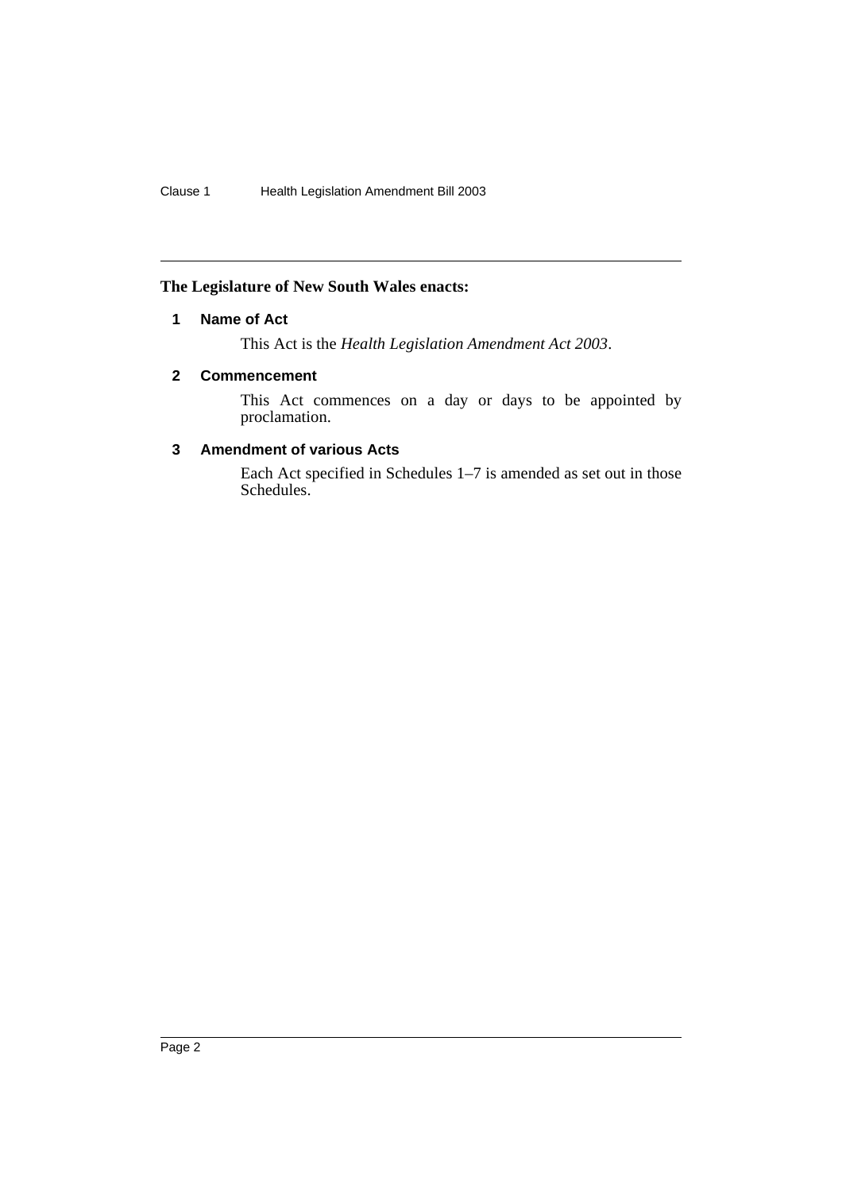**The Legislature of New South Wales enacts:**

## 1 Name of Act

This Act is the *Health Legislation Amendment Act 2003*.

## 2 Commencement

This Act commences on a day or days to be appointed by proclamation.

## 3 Amendment of various Acts

Each Act specified in Schedules 1–7 is amended as set out in those Schedules.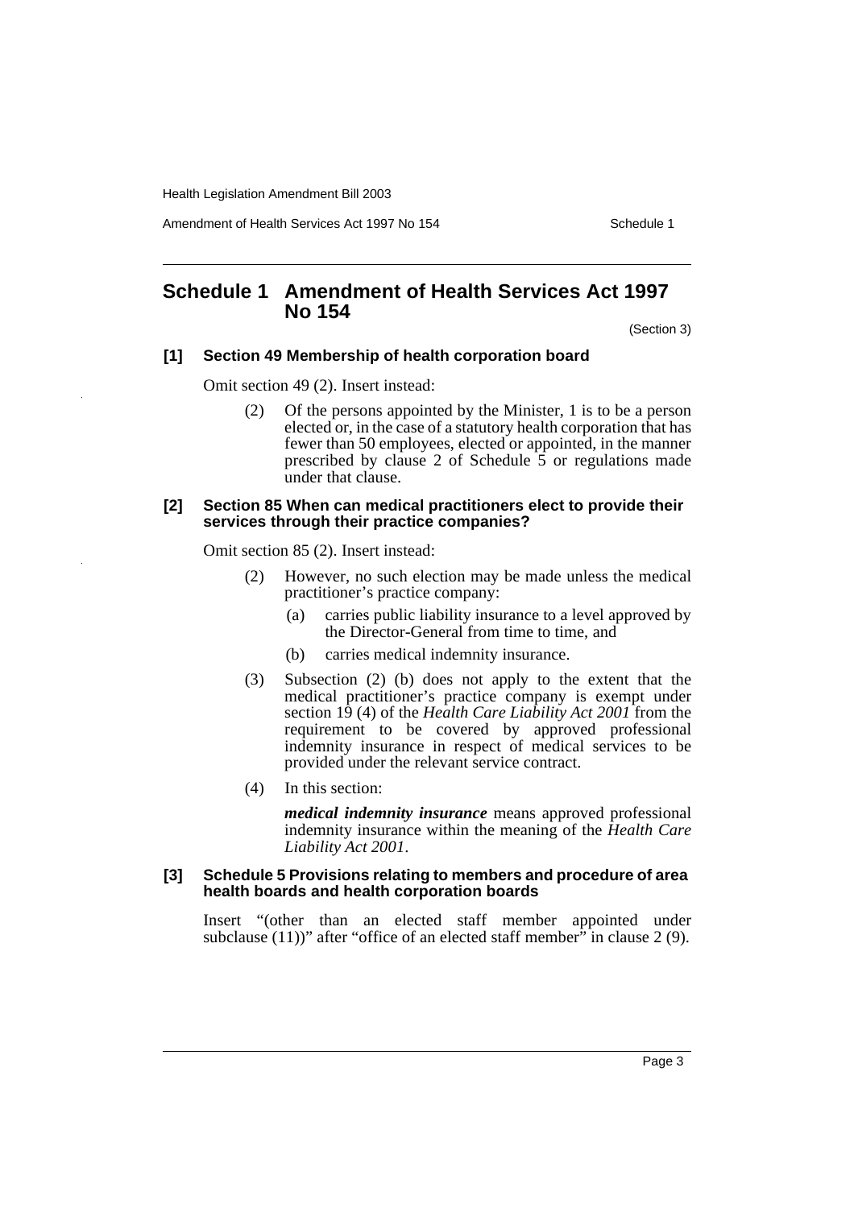# Schedule 1 Amendment of Health Services Act 1997 No 154

(Section 3)

### [1] Section 49 Membership of health corporation board

Omit section 49 (2). Insert instead:

> (2) Of the persons appointed by the Minister, 1 is to be a person elected or, in the case of a statutory health corporation that has fewer than 50 employees, elected or appointed, in the manner prescribed by clause 2 of Schedule 5 or regulations made under that clause.

### [2] Section 85 When can medical practitioners elect to provide their services through their practice companies?

Omit section 85 (2). Insert instead:

> (2) However, no such election may be made unless the medical practitioner's practice company:
>
> (a) carries public liability insurance to a level approved by the Director-General from time to time, and
>
> (b) carries medical indemnity insurance.
>
> (3) Subsection (2) (b) does not apply to the extent that the medical practitioner's practice company is exempt under section 19 (4) of the *Health Care Liability Act 2001* from the requirement to be covered by approved professional indemnity insurance in respect of medical services to be provided under the relevant service contract.
>
> (4) In this section:
>
> ***medical indemnity insurance*** means approved professional indemnity insurance within the meaning of the *Health Care Liability Act 2001*.

### [3] Schedule 5 Provisions relating to members and procedure of area health boards and health corporation boards

Insert "(other than an elected staff member appointed under subclause (11))" after "office of an elected staff member" in clause 2 (9).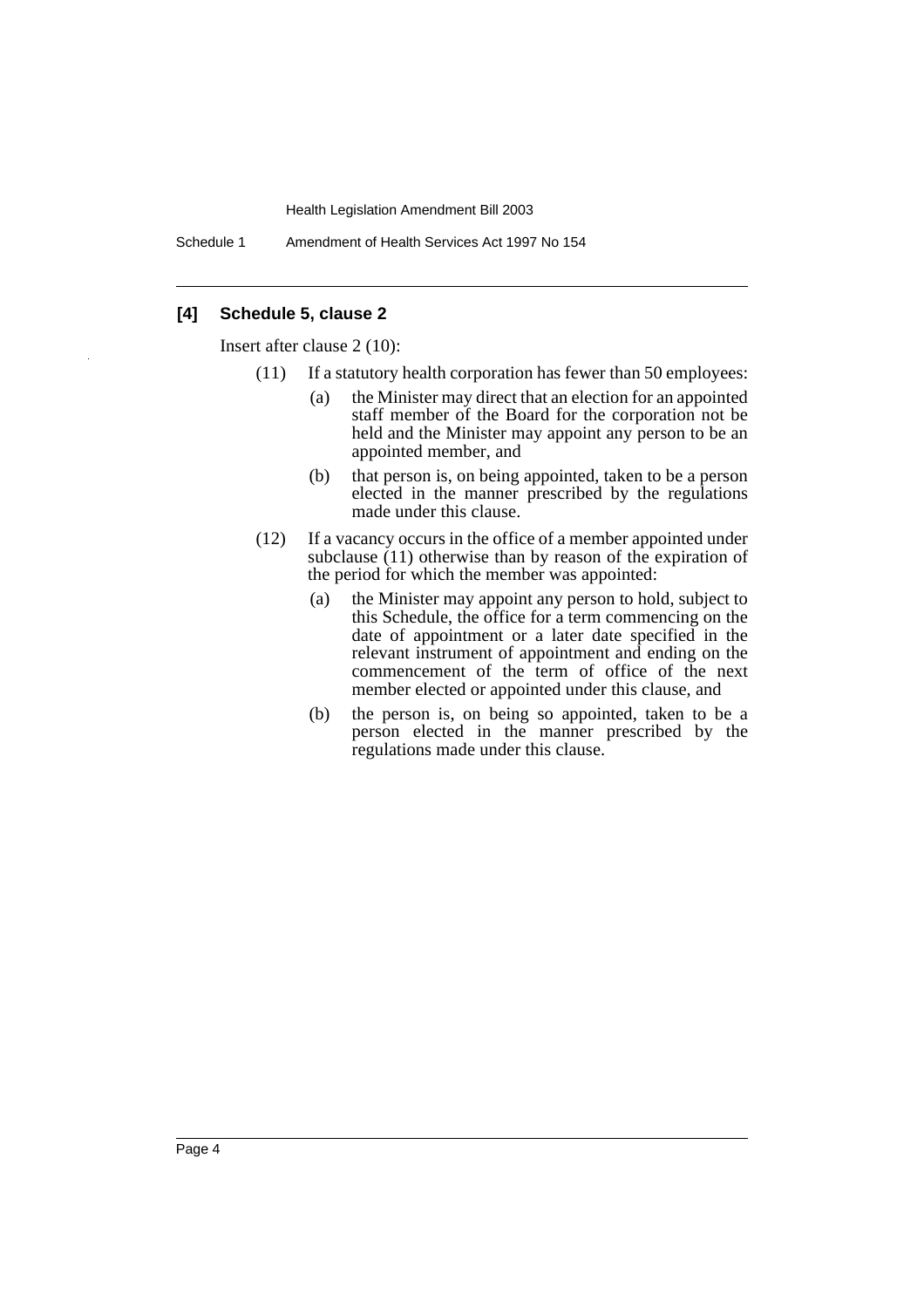### [4] Schedule 5, clause 2

Insert after clause 2 (10):

(11) If a statutory health corporation has fewer than 50 employees:

- (a) the Minister may direct that an election for an appointed staff member of the Board for the corporation not be held and the Minister may appoint any person to be an appointed member, and
- (b) that person is, on being appointed, taken to be a person elected in the manner prescribed by the regulations made under this clause.

(12) If a vacancy occurs in the office of a member appointed under subclause (11) otherwise than by reason of the expiration of the period for which the member was appointed:

- (a) the Minister may appoint any person to hold, subject to this Schedule, the office for a term commencing on the date of appointment or a later date specified in the relevant instrument of appointment and ending on the commencement of the term of office of the next member elected or appointed under this clause, and
- (b) the person is, on being so appointed, taken to be a person elected in the manner prescribed by the regulations made under this clause.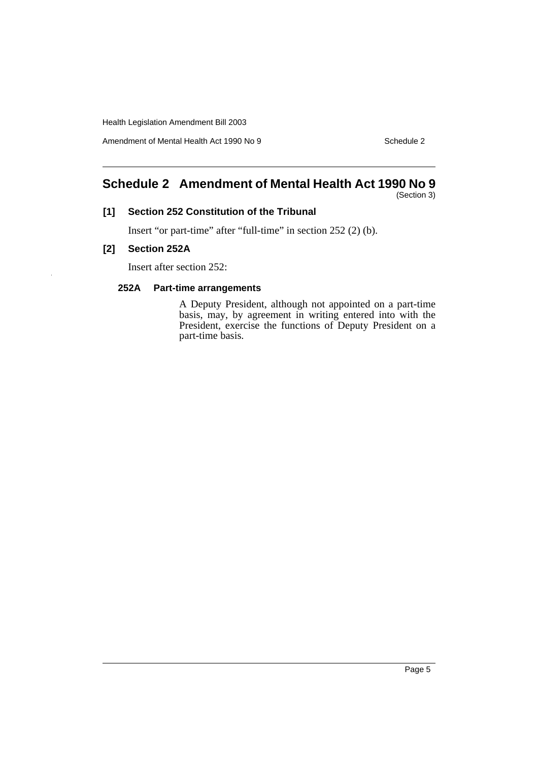## Schedule 2 Amendment of Mental Health Act 1990 No 9

(Section 3)

### [1] Section 252 Constitution of the Tribunal

Insert "or part-time" after "full-time" in section 252 (2) (b).

### [2] Section 252A

Insert after section 252:

#### 252A Part-time arrangements

A Deputy President, although not appointed on a part-time basis, may, by agreement in writing entered into with the President, exercise the functions of Deputy President on a part-time basis.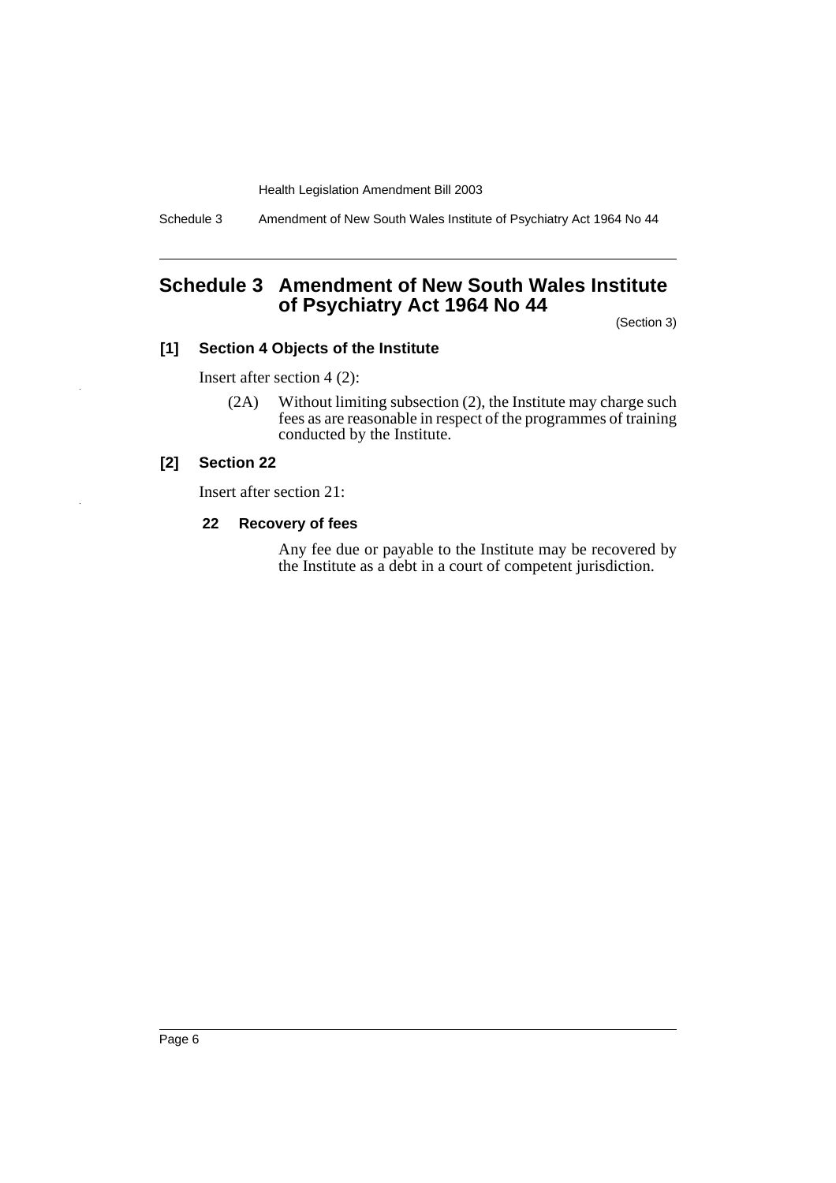# Schedule 3 Amendment of New South Wales Institute of Psychiatry Act 1964 No 44

(Section 3)

**[1] Section 4 Objects of the Institute**

Insert after section 4 (2):

(2A) Without limiting subsection (2), the Institute may charge such fees as are reasonable in respect of the programmes of training conducted by the Institute.

**[2] Section 22**

Insert after section 21:

**22 Recovery of fees**

Any fee due or payable to the Institute may be recovered by the Institute as a debt in a court of competent jurisdiction.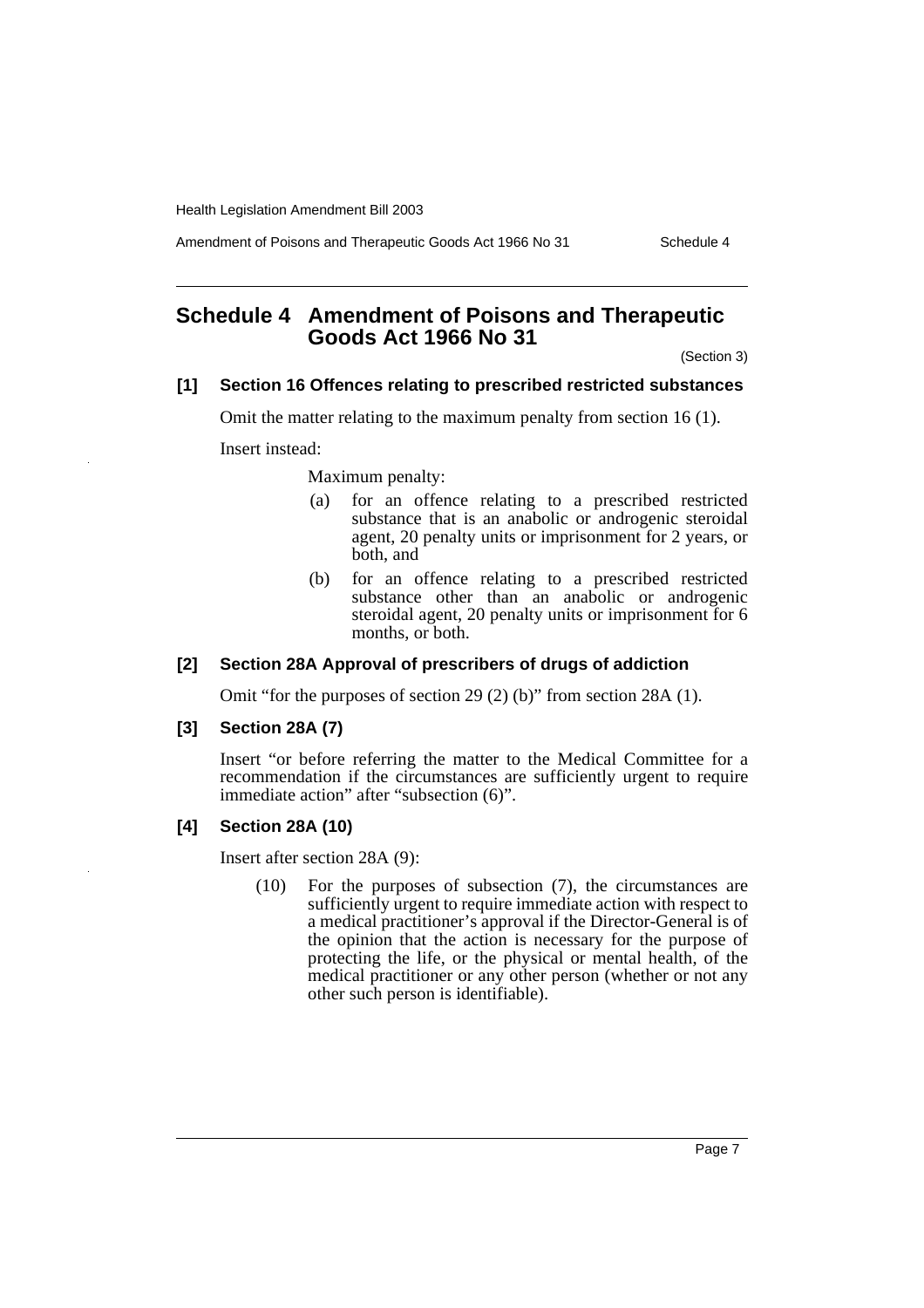# Schedule 4 Amendment of Poisons and Therapeutic Goods Act 1966 No 31

(Section 3)

### [1] Section 16 Offences relating to prescribed restricted substances

Omit the matter relating to the maximum penalty from section 16 (1).

Insert instead:

Maximum penalty:

(a) for an offence relating to a prescribed restricted substance that is an anabolic or androgenic steroidal agent, 20 penalty units or imprisonment for 2 years, or both, and

(b) for an offence relating to a prescribed restricted substance other than an anabolic or androgenic steroidal agent, 20 penalty units or imprisonment for 6 months, or both.

### [2] Section 28A Approval of prescribers of drugs of addiction

Omit "for the purposes of section 29 (2) (b)" from section 28A (1).

### [3] Section 28A (7)

Insert "or before referring the matter to the Medical Committee for a recommendation if the circumstances are sufficiently urgent to require immediate action" after "subsection (6)".

### [4] Section 28A (10)

Insert after section 28A (9):

(10) For the purposes of subsection (7), the circumstances are sufficiently urgent to require immediate action with respect to a medical practitioner's approval if the Director-General is of the opinion that the action is necessary for the purpose of protecting the life, or the physical or mental health, of the medical practitioner or any other person (whether or not any other such person is identifiable).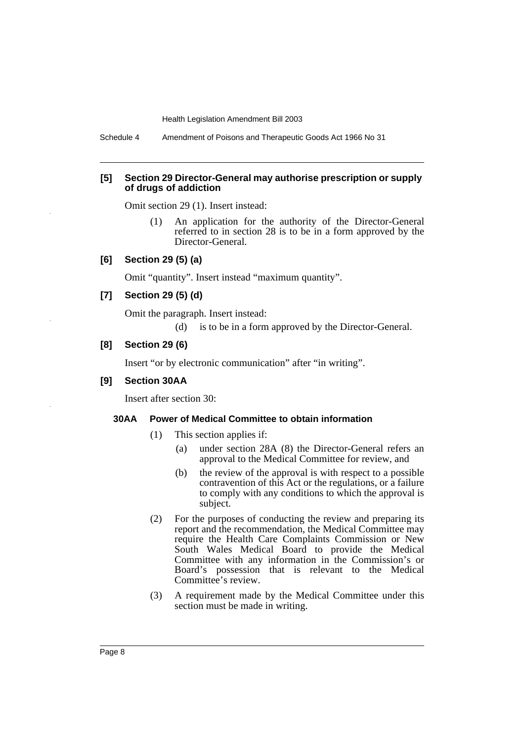**[5] Section 29 Director-General may authorise prescription or supply of drugs of addiction**

Omit section 29 (1). Insert instead:

> (1) An application for the authority of the Director-General referred to in section 28 is to be in a form approved by the Director-General.

**[6] Section 29 (5) (a)**

Omit "quantity". Insert instead "maximum quantity".

**[7] Section 29 (5) (d)**

Omit the paragraph. Insert instead:

> (d) is to be in a form approved by the Director-General.

**[8] Section 29 (6)**

Insert "or by electronic communication" after "in writing".

**[9] Section 30AA**

Insert after section 30:

**30AA Power of Medical Committee to obtain information**

(1) This section applies if:

- (a) under section 28A (8) the Director-General refers an approval to the Medical Committee for review, and
- (b) the review of the approval is with respect to a possible contravention of this Act or the regulations, or a failure to comply with any conditions to which the approval is subject.

(2) For the purposes of conducting the review and preparing its report and the recommendation, the Medical Committee may require the Health Care Complaints Commission or New South Wales Medical Board to provide the Medical Committee with any information in the Commission's or Board's possession that is relevant to the Medical Committee's review.

(3) A requirement made by the Medical Committee under this section must be made in writing.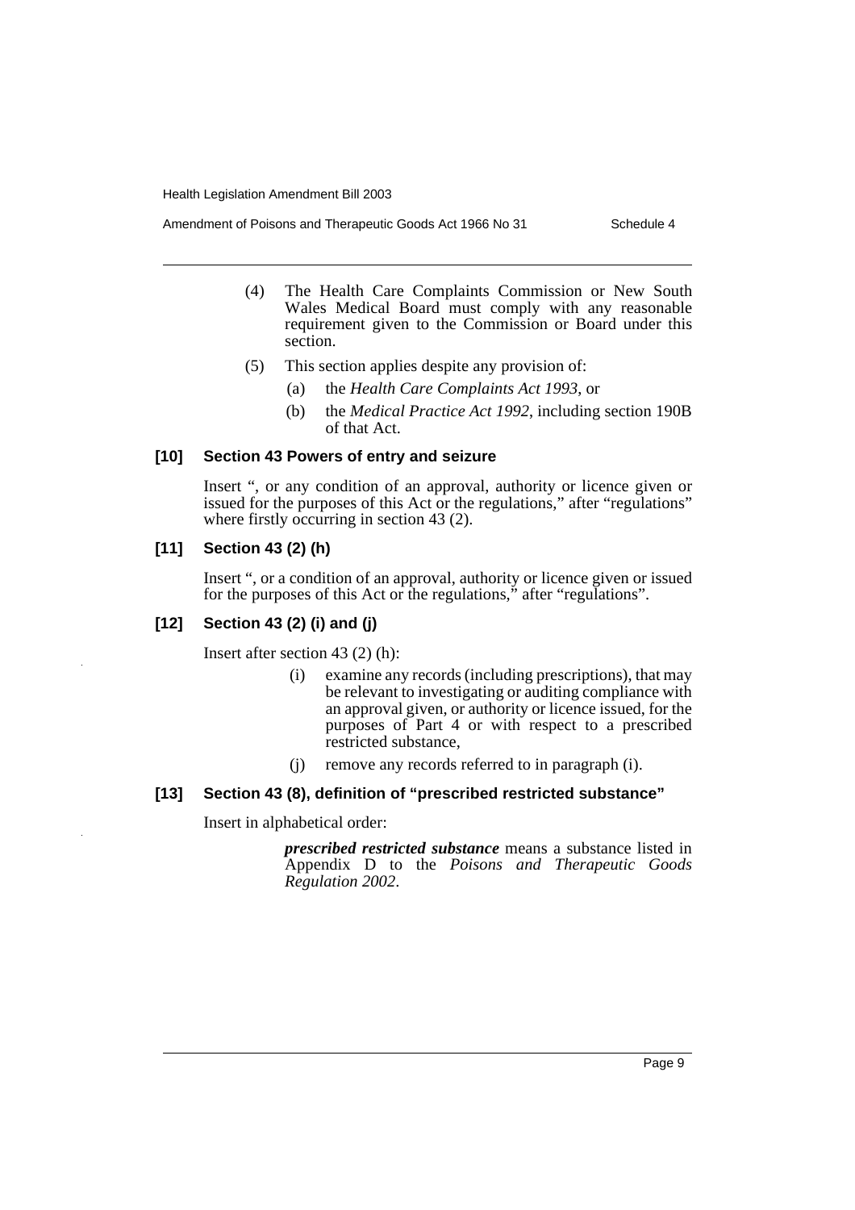(4) The Health Care Complaints Commission or New South Wales Medical Board must comply with any reasonable requirement given to the Commission or Board under this section.

(5) This section applies despite any provision of:

(a) the *Health Care Complaints Act 1993*, or

(b) the *Medical Practice Act 1992*, including section 190B of that Act.

### [10] Section 43 Powers of entry and seizure

Insert ", or any condition of an approval, authority or licence given or issued for the purposes of this Act or the regulations," after "regulations" where firstly occurring in section 43 (2).

### [11] Section 43 (2) (h)

Insert ", or a condition of an approval, authority or licence given or issued for the purposes of this Act or the regulations," after "regulations".

### [12] Section 43 (2) (i) and (j)

Insert after section 43 (2) (h):

(i) examine any records (including prescriptions), that may be relevant to investigating or auditing compliance with an approval given, or authority or licence issued, for the purposes of Part 4 or with respect to a prescribed restricted substance,

(j) remove any records referred to in paragraph (i).

### [13] Section 43 (8), definition of "prescribed restricted substance"

Insert in alphabetical order:

***prescribed restricted substance*** means a substance listed in Appendix D to the *Poisons and Therapeutic Goods Regulation 2002*.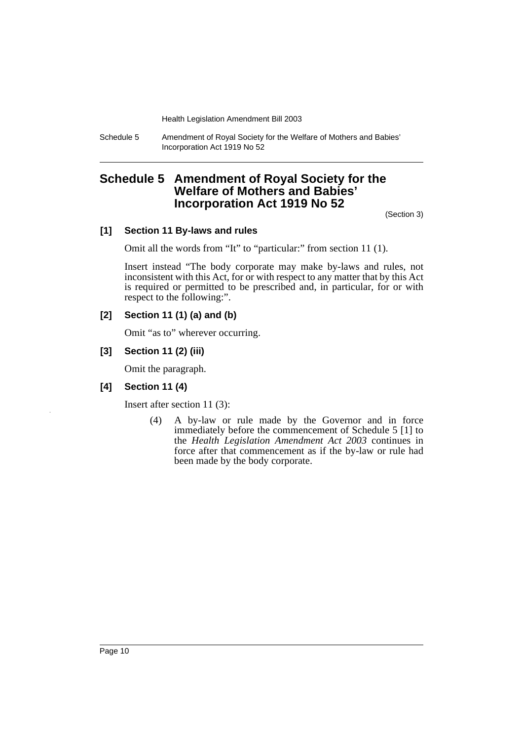# Schedule 5 Amendment of Royal Society for the Welfare of Mothers and Babies' Incorporation Act 1919 No 52

(Section 3)

### [1] Section 11 By-laws and rules

Omit all the words from "It" to "particular:" from section 11 (1).

Insert instead "The body corporate may make by-laws and rules, not inconsistent with this Act, for or with respect to any matter that by this Act is required or permitted to be prescribed and, in particular, for or with respect to the following:".

### [2] Section 11 (1) (a) and (b)

Omit "as to" wherever occurring.

### [3] Section 11 (2) (iii)

Omit the paragraph.

### [4] Section 11 (4)

Insert after section 11 (3):

> (4) A by-law or rule made by the Governor and in force immediately before the commencement of Schedule 5 [1] to the *Health Legislation Amendment Act 2003* continues in force after that commencement as if the by-law or rule had been made by the body corporate.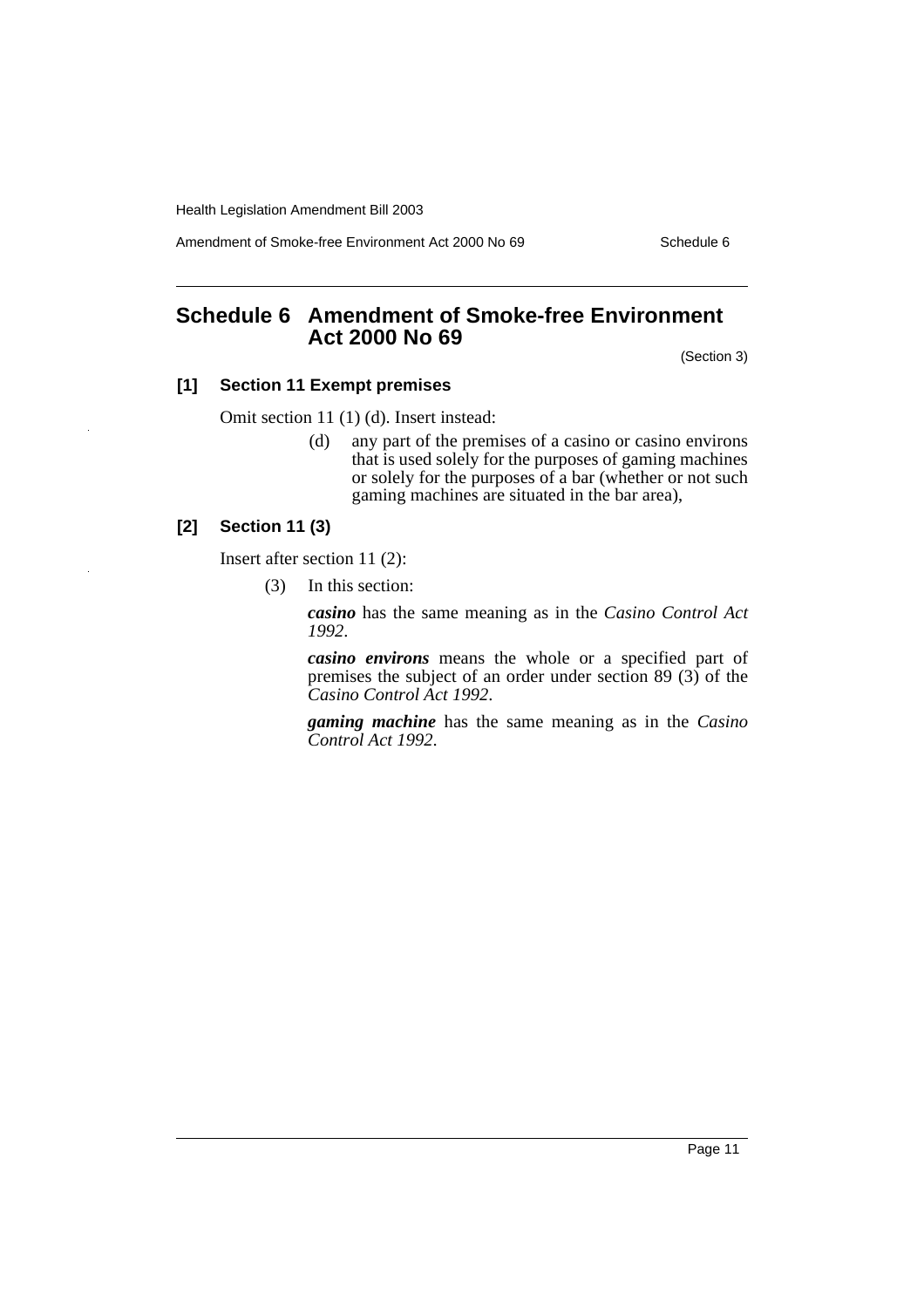# Schedule 6 Amendment of Smoke-free Environment Act 2000 No 69

(Section 3)

### [1] Section 11 Exempt premises

Omit section 11 (1) (d). Insert instead:

> (d) any part of the premises of a casino or casino environs that is used solely for the purposes of gaming machines or solely for the purposes of a bar (whether or not such gaming machines are situated in the bar area),

### [2] Section 11 (3)

Insert after section 11 (2):

> (3) In this section:
>
> ***casino*** has the same meaning as in the *Casino Control Act 1992*.
>
> ***casino environs*** means the whole or a specified part of premises the subject of an order under section 89 (3) of the *Casino Control Act 1992*.
>
> ***gaming machine*** has the same meaning as in the *Casino Control Act 1992*.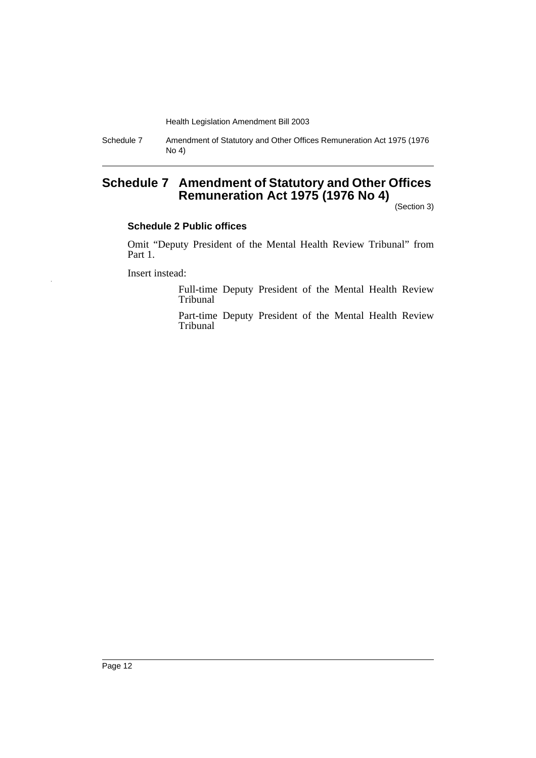# Schedule 7 Amendment of Statutory and Other Offices Remuneration Act 1975 (1976 No 4)

(Section 3)

### Schedule 2 Public offices

Omit "Deputy President of the Mental Health Review Tribunal" from Part 1.

Insert instead:

> Full-time Deputy President of the Mental Health Review Tribunal
>
> Part-time Deputy President of the Mental Health Review Tribunal